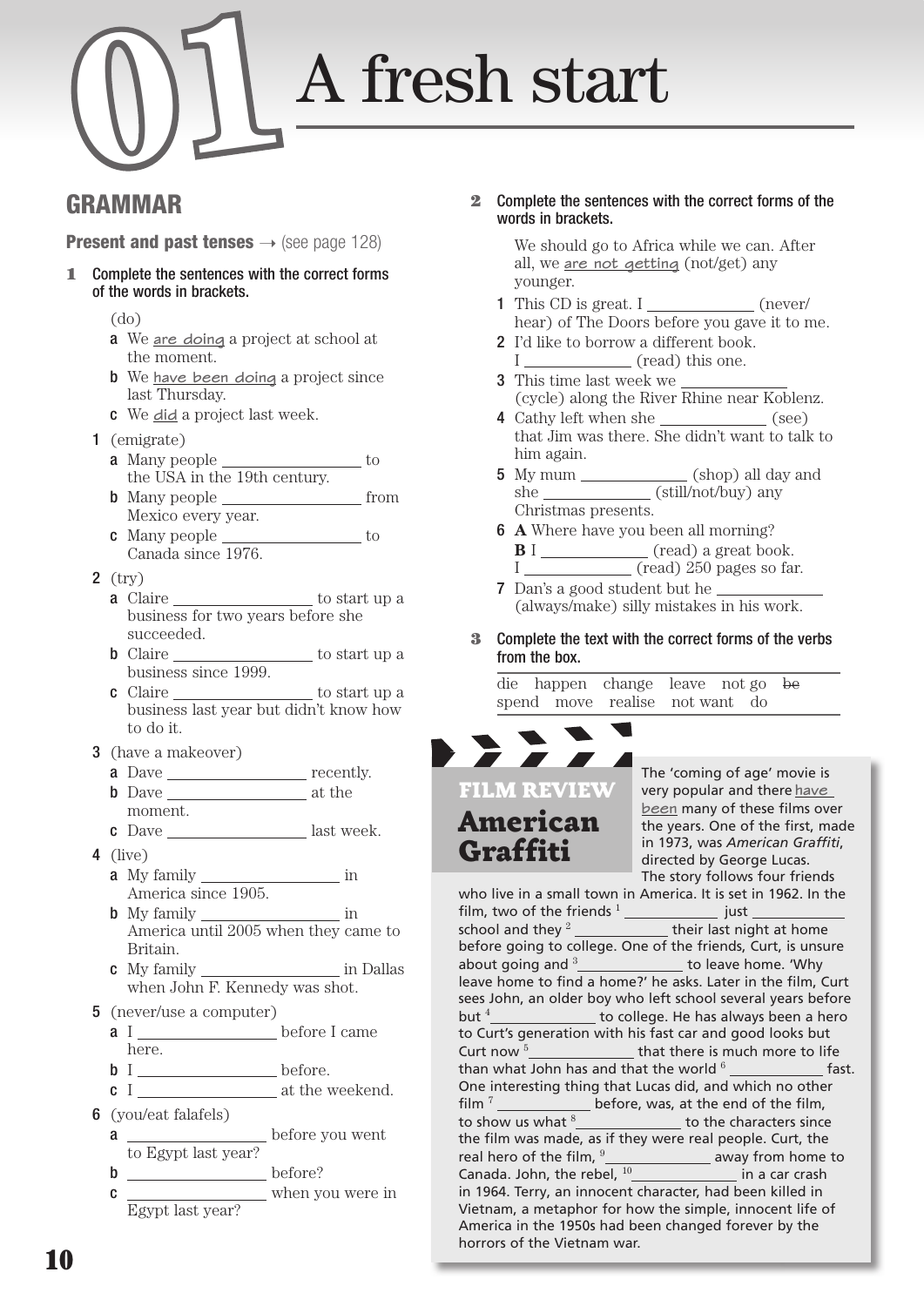# 01 A fresh start

## GRAMMAR

### Present and past tenses → (see page 128)

**1** Complete the sentences with the correct forms of the words in brackets.

(do)

- **a** We <u>are doing</u> a project at school at the moment.
- **b** We <u>have been doing</u> a project since last Thursday.
- **c** We <u>did</u> a project last week.

**1** (emigrate)
- **a** Many people ______________ to the USA in the 19th century.
- **b** Many people ______________ from Mexico every year.
- **c** Many people ______________ to Canada since 1976.

**2** (try)
- **a** Claire ______________ to start up a business for two years before she succeeded.
- **b** Claire ______________ to start up a business since 1999.
- **c** Claire ______________ to start up a business last year but didn't know how to do it.

**3** (have a makeover)
- **a** Dave ______________ recently.
- **b** Dave ______________ at the moment.
- **c** Dave ______________ last week.

**4** (live)
- **a** My family ______________ in America since 1905.
- **b** My family ______________ in America until 2005 when they came to Britain.
- **c** My family ______________ in Dallas when John F. Kennedy was shot.

**5** (never/use a computer)
- **a** I ______________ before I came here.
- **b** I ______________ before.
- **c** I ______________ at the weekend.

**6** (you/eat falafels)
- **a** ______________ before you went to Egypt last year?
- **b** ______________ before?
- **c** ______________ when you were in Egypt last year?

**2** Complete the sentences with the correct forms of the words in brackets.

We should go to Africa while we can. After all, we <u>are not getting</u> (not/get) any younger.

1. This CD is great. I ______________ (never/hear) of The Doors before you gave it to me.
2. I'd like to borrow a different book. I ______________ (read) this one.
3. This time last week we ______________ (cycle) along the River Rhine near Koblenz.
4. Cathy left when she ______________ (see) that Jim was there. She didn't want to talk to him again.
5. My mum ______________ (shop) all day and she ______________ (still/not/buy) any Christmas presents.
6. **A** Where have you been all morning?
   **B** I ______________ (read) a great book. I ______________ (read) 250 pages so far.
7. Dan's a good student but he ______________ (always/make) silly mistakes in his work.

**3** Complete the text with the correct forms of the verbs from the box.

die happen change leave not go ~~be~~ spend move realise not want do

**FILM REVIEW**
**American Graffiti**

The 'coming of age' movie is very popular and there <u>have been</u> many of these films over the years. One of the first, made in 1973, was *American Graffiti*, directed by George Lucas. The story follows four friends who live in a small town in America. It is set in 1962. In the film, two of the friends [1] ______________ just ______________ school and they [2] ______________ their last night at home before going to college. One of the friends, Curt, is unsure about going and [3] ______________ to leave home. 'Why leave home to find a home?' he asks. Later in the film, Curt sees John, an older boy who left school several years before but [4] ______________ to college. He has always been a hero to Curt's generation with his fast car and good looks but Curt now [5] ______________ that there is much more to life than what John has and that the world [6] ______________ fast. One interesting thing that Lucas did, and which no other film [7] ______________ before, was, at the end of the film, to show us what [8] ______________ to the characters since the film was made, as if they were real people. Curt, the real hero of the film, [9] ______________ away from home to Canada. John, the rebel, [10] ______________ in a car crash in 1964. Terry, an innocent character, had been killed in Vietnam, a metaphor for how the simple, innocent life of America in the 1950s had been changed forever by the horrors of the Vietnam war.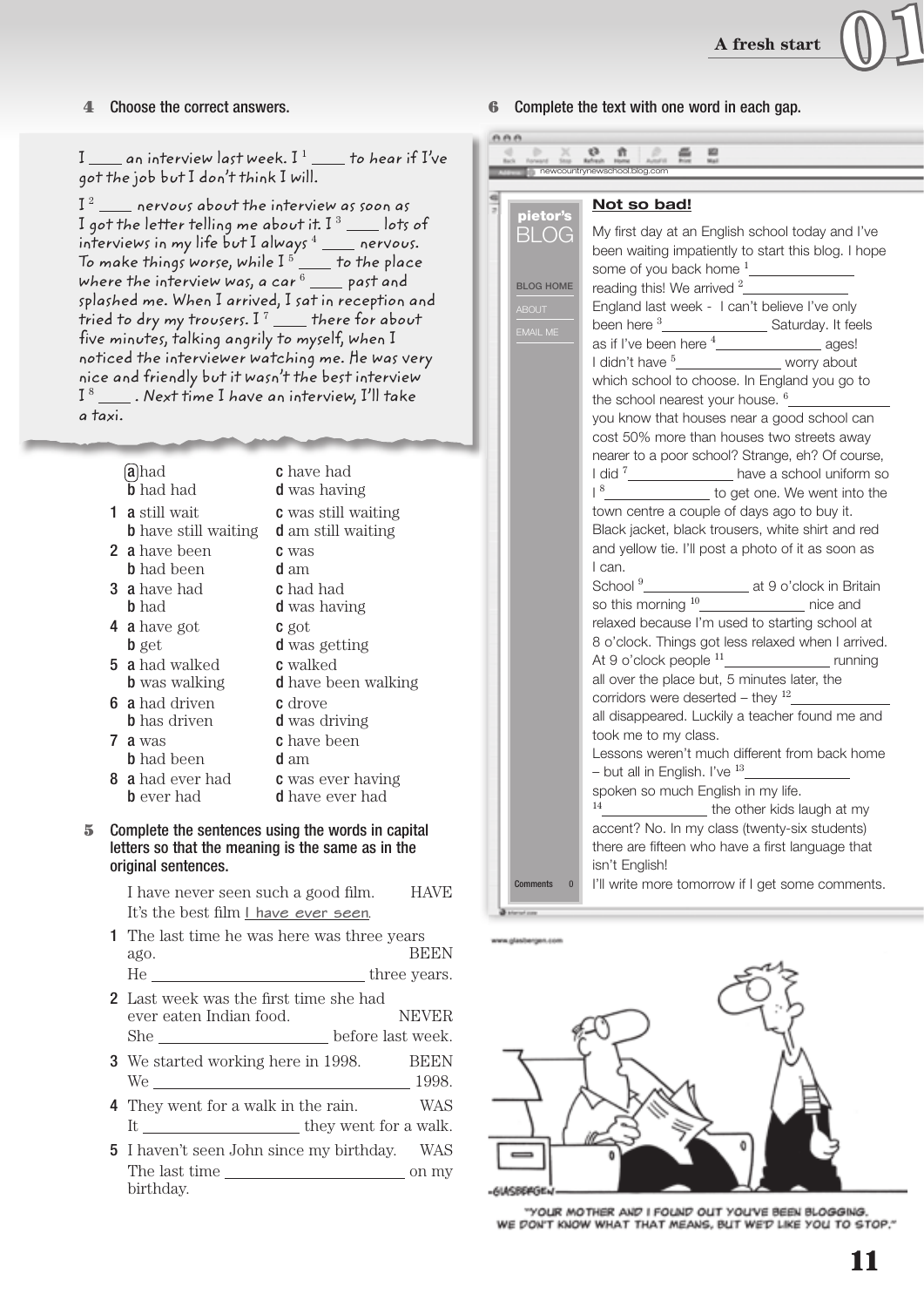### 4 Choose the correct answers.

I ____ an interview last week. I [1] ____ to hear if I've got the job but I don't think I will.

I [2] ____ nervous about the interview as soon as I got the letter telling me about it. I [3] ____ lots of interviews in my life but I always [4] ____ nervous. To make things worse, while I [5] ____ to the place where the interview was, a car [6] ____ past and splashed me. When I arrived, I sat in reception and tried to dry my trousers. I [7] ____ there for about five minutes, talking angrily to myself, when I noticed the interviewer watching me. He was very nice and friendly but it wasn't the best interview I [8] ____ . Next time I have an interview, I'll take a taxi.

- (a) had  b had had  c have had  d was having
- **1** a still wait  b have still waiting  c was still waiting  d am still waiting
- **2** a have been  b had been  c was  d am
- **3** a have had  b had  c had had  d was having
- **4** a have got  b get  c got  d was getting
- **5** a had walked  b was walking  c walked  d have been walking
- **6** a had driven  b has driven  c drove  d was driving
- **7** a was  b had been  c have been  d am
- **8** a had ever had  b ever had  c was ever having  d have ever had

### 5 Complete the sentences using the words in capital letters so that the meaning is the same as in the original sentences.

I have never seen such a good film. HAVE
It's the best film I have ever seen.

**1** The last time he was here was three years ago. BEEN
He ________________ three years.

**2** Last week was the first time she had ever eaten Indian food. NEVER
She ________________ before last week.

**3** We started working here in 1998. BEEN
We ________________ 1998.

**4** They went for a walk in the rain. WAS
It ________________ they went for a walk.

**5** I haven't seen John since my birthday. WAS
The last time ________________ on my birthday.

### 6 Complete the text with one word in each gap.

newcountrynewschool.blog.com

pieter's BLOG

BLOG HOME
ABOUT
EMAIL ME

**Not so bad!**

My first day at an English school today and I've been waiting impatiently to start this blog. I hope some of you back home [1] ________ reading this! We arrived [2] ________ England last week - I can't believe I've only been here [3] ________ Saturday. It feels as if I've been here [4] ________ ages!
I didn't have [5] ________ worry about which school to choose. In England you go to the school nearest your house. [6] ________ you know that houses near a good school can cost 50% more than houses two streets away nearer to a poor school? Strange, eh? Of course, I did [7] ________ have a school uniform so I [8] ________ to get one. We went into the town centre a couple of days ago to buy it. Black jacket, black trousers, white shirt and red and yellow tie. I'll post a photo of it as soon as I can.
School [9] ________ at 9 o'clock in Britain so this morning [10] ________ nice and relaxed because I'm used to starting school at 8 o'clock. Things got less relaxed when I arrived. At 9 o'clock people [11] ________ running all over the place but, 5 minutes later, the corridors were deserted – they [12] ________ all disappeared. Luckily a teacher found me and took me to my class.
Lessons weren't much different from back home – but all in English. I've [13] ________ spoken so much English in my life.
[14] ________ the other kids laugh at my accent? No. In my class (twenty-six students) there are fifteen who have a first language that isn't English!
I'll write more tomorrow if I get some comments.

Comments 0

www.glasbergen.com

"YOUR MOTHER AND I FOUND OUT YOU'VE BEEN BLOGGING. WE DON'T KNOW WHAT THAT MEANS, BUT WE'D LIKE YOU TO STOP."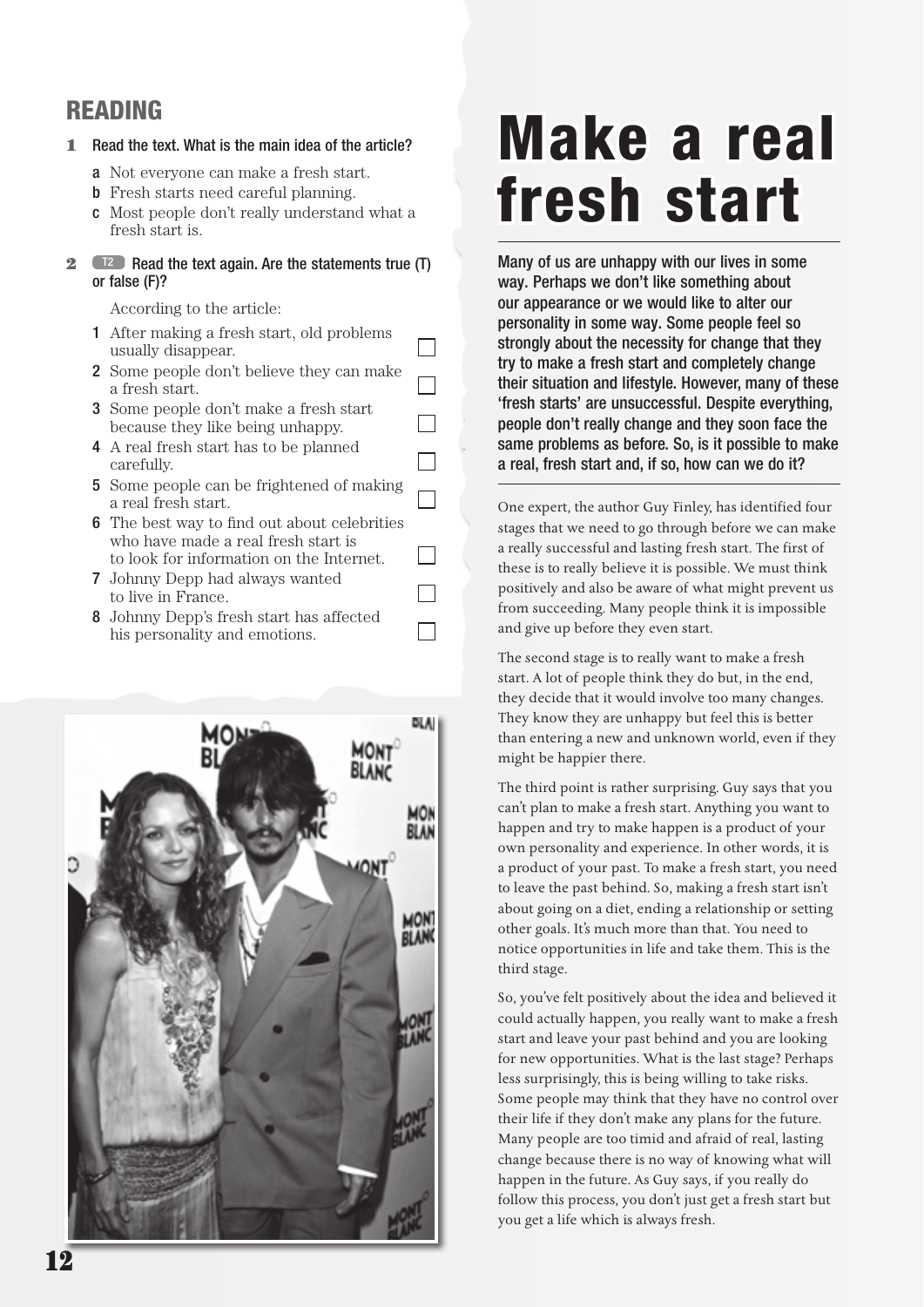## READING

**1** Read the text. What is the main idea of the article?

- **a** Not everyone can make a fresh start.
- **b** Fresh starts need careful planning.
- **c** Most people don't really understand what a fresh start is.

**2** T2 Read the text again. Are the statements true (T) or false (F)?

According to the article:

1. After making a fresh start, old problems usually disappear. ☐
2. Some people don't believe they can make a fresh start. ☐
3. Some people don't make a fresh start because they like being unhappy. ☐
4. A real fresh start has to be planned carefully. ☐
5. Some people can be frightened of making a real fresh start. ☐
6. The best way to find out about celebrities who have made a real fresh start is to look for information on the Internet. ☐
7. Johnny Depp had always wanted to live in France. ☐
8. Johnny Depp's fresh start has affected his personality and emotions. ☐

# Make a real fresh start

**Many of us are unhappy with our lives in some way. Perhaps we don't like something about our appearance or we would like to alter our personality in some way. Some people feel so strongly about the necessity for change that they try to make a fresh start and completely change their situation and lifestyle. However, many of these 'fresh starts' are unsuccessful. Despite everything, people don't really change and they soon face the same problems as before. So, is it possible to make a real, fresh start and, if so, how can we do it?**

One expert, the author Guy Finley, has identified four stages that we need to go through before we can make a really successful and lasting fresh start. The first of these is to really believe it is possible. We must think positively and also be aware of what might prevent us from succeeding. Many people think it is impossible and give up before they even start.

The second stage is to really want to make a fresh start. A lot of people think they do but, in the end, they decide that it would involve too many changes. They know they are unhappy but feel this is better than entering a new and unknown world, even if they might be happier there.

The third point is rather surprising. Guy says that you can't plan to make a fresh start. Anything you want to happen and try to make happen is a product of your own personality and experience. In other words, it is a product of your past. To make a fresh start, you need to leave the past behind. So, making a fresh start isn't about going on a diet, ending a relationship or setting other goals. It's much more than that. You need to notice opportunities in life and take them. This is the third stage.

So, you've felt positively about the idea and believed it could actually happen, you really want to make a fresh start and leave your past behind and you are looking for new opportunities. What is the last stage? Perhaps less surprisingly, this is being willing to take risks. Some people may think that they have no control over their life if they don't make any plans for the future. Many people are too timid and afraid of real, lasting change because there is no way of knowing what will happen in the future. As Guy says, if you really do follow this process, you don't just get a fresh start but you get a life which is always fresh.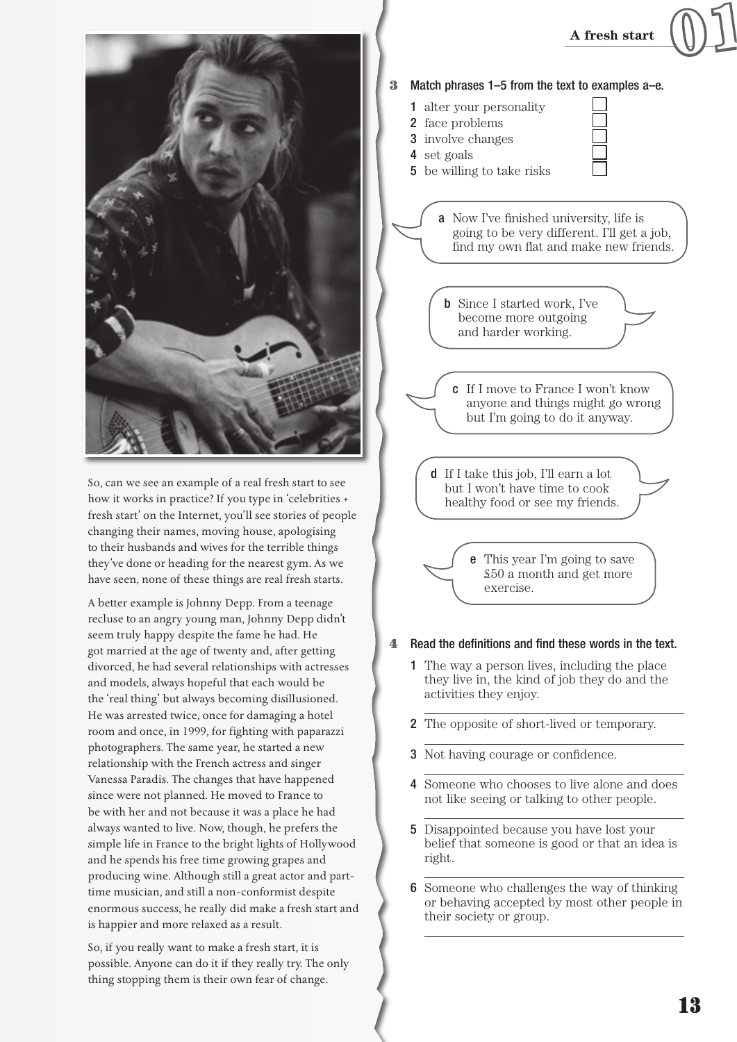So, can we see an example of a real fresh start to see how it works in practice? If you type in 'celebrities + fresh start' on the Internet, you'll see stories of people changing their names, moving house, apologising to their husbands and wives for the terrible things they've done or heading for the nearest gym. As we have seen, none of these things are real fresh starts.

A better example is Johnny Depp. From a teenage recluse to an angry young man, Johnny Depp didn't seem truly happy despite the fame he had. He got married at the age of twenty and, after getting divorced, he had several relationships with actresses and models, always hopeful that each would be the 'real thing' but always becoming disillusioned. He was arrested twice, once for damaging a hotel room and once, in 1999, for fighting with paparazzi photographers. The same year, he started a new relationship with the French actress and singer Vanessa Paradis. The changes that have happened since were not planned. He moved to France to be with her and not because it was a place he had always wanted to live. Now, though, he prefers the simple life in France to the bright lights of Hollywood and he spends his free time growing grapes and producing wine. Although still a great actor and part-time musician, and still a non-conformist despite enormous success, he really did make a fresh start and is happier and more relaxed as a result.

So, if you really want to make a fresh start, it is possible. Anyone can do it if they really try. The only thing stopping them is their own fear of change.

**3** Match phrases 1–5 from the text to examples a–e.

1 alter your personality ☐
2 face problems ☐
3 involve changes ☐
4 set goals ☐
5 be willing to take risks ☐

**a** Now I've finished university, life is going to be very different. I'll get a job, find my own flat and make new friends.

**b** Since I started work, I've become more outgoing and harder working.

**c** If I move to France I won't know anyone and things might go wrong but I'm going to do it anyway.

**d** If I take this job, I'll earn a lot but I won't have time to cook healthy food or see my friends.

**e** This year I'm going to save £50 a month and get more exercise.

**4** Read the definitions and find these words in the text.

1 The way a person lives, including the place they live in, the kind of job they do and the activities they enjoy.
______

2 The opposite of short-lived or temporary.
______

3 Not having courage or confidence.
______

4 Someone who chooses to live alone and does not like seeing or talking to other people.
______

5 Disappointed because you have lost your belief that someone is good or that an idea is right.
______

6 Someone who challenges the way of thinking or behaving accepted by most other people in their society or group.
______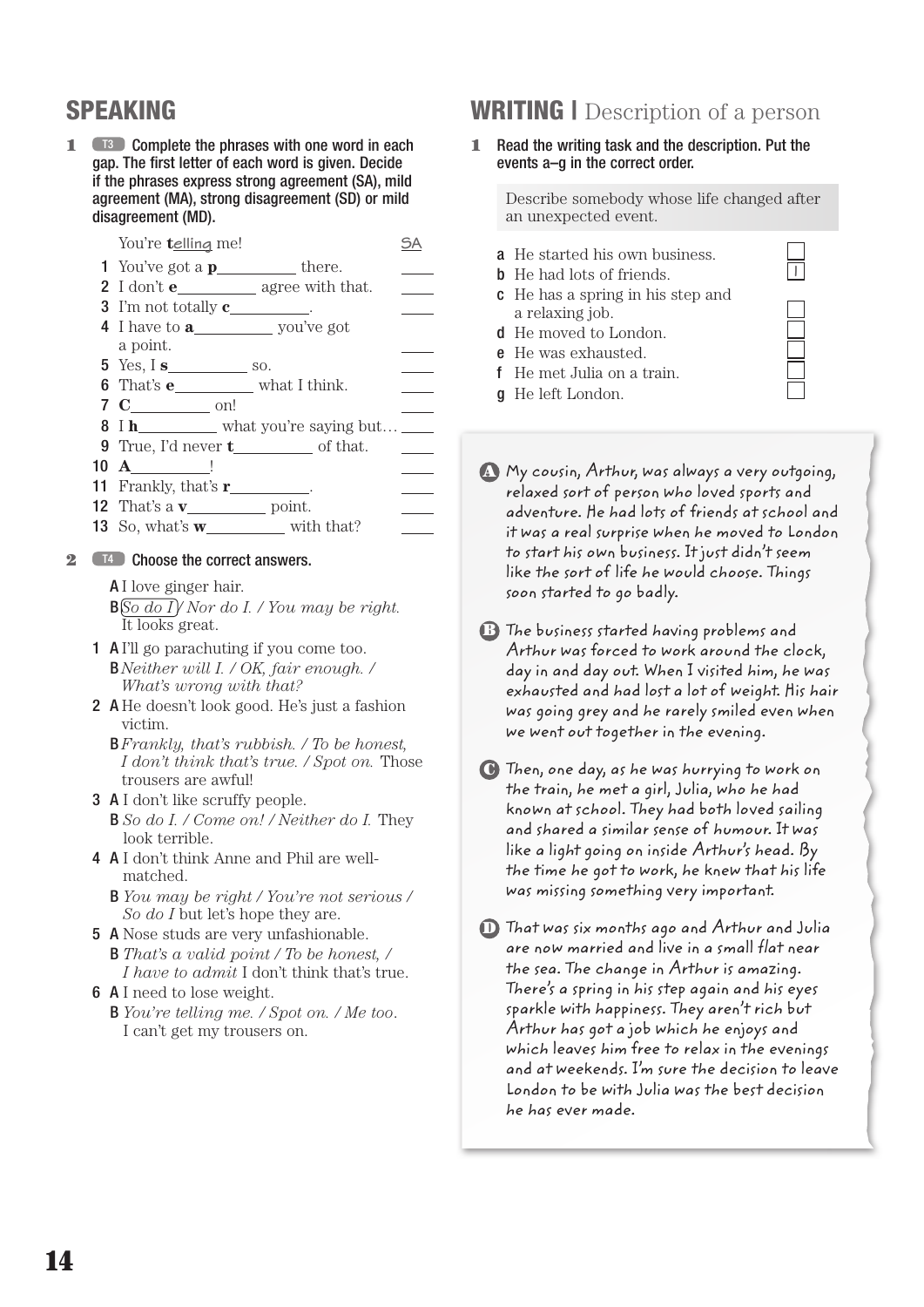## SPEAKING

**1** T3 **Complete the phrases with one word in each gap. The first letter of each word is given. Decide if the phrases express strong agreement (SA), mild agreement (MA), strong disagreement (SD) or mild disagreement (MD).**

You're **t**elling me! SA

1. You've got a **p**________ there. ____
2. I don't **e**________ agree with that. ____
3. I'm not totally **c**________. ____
4. I have to **a**________ you've got a point. ____
5. Yes, I **s**________ so. ____
6. That's **e**________ what I think. ____
7. **C**________ on! ____
8. I **h**________ what you're saying but… ____
9. True, I'd never **t**________ of that. ____
10. **A**________! ____
11. Frankly, that's **r**________. ____
12. That's a **v**________ point. ____
13. So, what's **w**________ with that? ____

**2** T4 **Choose the correct answers.**

A I love ginger hair.
B *So do I* / *Nor do I.* / *You may be right.* It looks great.

1. A I'll go parachuting if you come too.
   B *Neither will I.* / *OK, fair enough.* / *What's wrong with that?*
2. A He doesn't look good. He's just a fashion victim.
   B *Frankly, that's rubbish.* / *To be honest, I don't think that's true.* / *Spot on.* Those trousers are awful!
3. A I don't like scruffy people.
   B *So do I.* / *Come on!* / *Neither do I.* They look terrible.
4. A I don't think Anne and Phil are well-matched.
   B *You may be right* / *You're not serious* / *So do I* but let's hope they are.
5. A Nose studs are very unfashionable.
   B *That's a valid point* / *To be honest,* / *I have to admit* I don't think that's true.
6. A I need to lose weight.
   B *You're telling me.* / *Spot on.* / *Me too.* I can't get my trousers on.

## WRITING | Description of a person

**1** **Read the writing task and the description. Put the events a–g in the correct order.**

Describe somebody whose life changed after an unexpected event.

a. He started his own business. ☐
b. He had lots of friends. 1
c. He has a spring in his step and a relaxing job. ☐
d. He moved to London. ☐
e. He was exhausted. ☐
f. He met Julia on a train. ☐
g. He left London. ☐

**A** My cousin, Arthur, was always a very outgoing, relaxed sort of person who loved sports and adventure. He had lots of friends at school and it was a real surprise when he moved to London to start his own business. It just didn't seem like the sort of life he would choose. Things soon started to go badly.

**B** The business started having problems and Arthur was forced to work around the clock, day in and day out. When I visited him, he was exhausted and had lost a lot of weight. His hair was going grey and he rarely smiled even when we went out together in the evening.

**C** Then, one day, as he was hurrying to work on the train, he met a girl, Julia, who he had known at school. They had both loved sailing and shared a similar sense of humour. It was like a light going on inside Arthur's head. By the time he got to work, he knew that his life was missing something very important.

**D** That was six months ago and Arthur and Julia are now married and live in a small flat near the sea. The change in Arthur is amazing. There's a spring in his step again and his eyes sparkle with happiness. They aren't rich but Arthur has got a job which he enjoys and which leaves him free to relax in the evenings and at weekends. I'm sure the decision to leave London to be with Julia was the best decision he has ever made.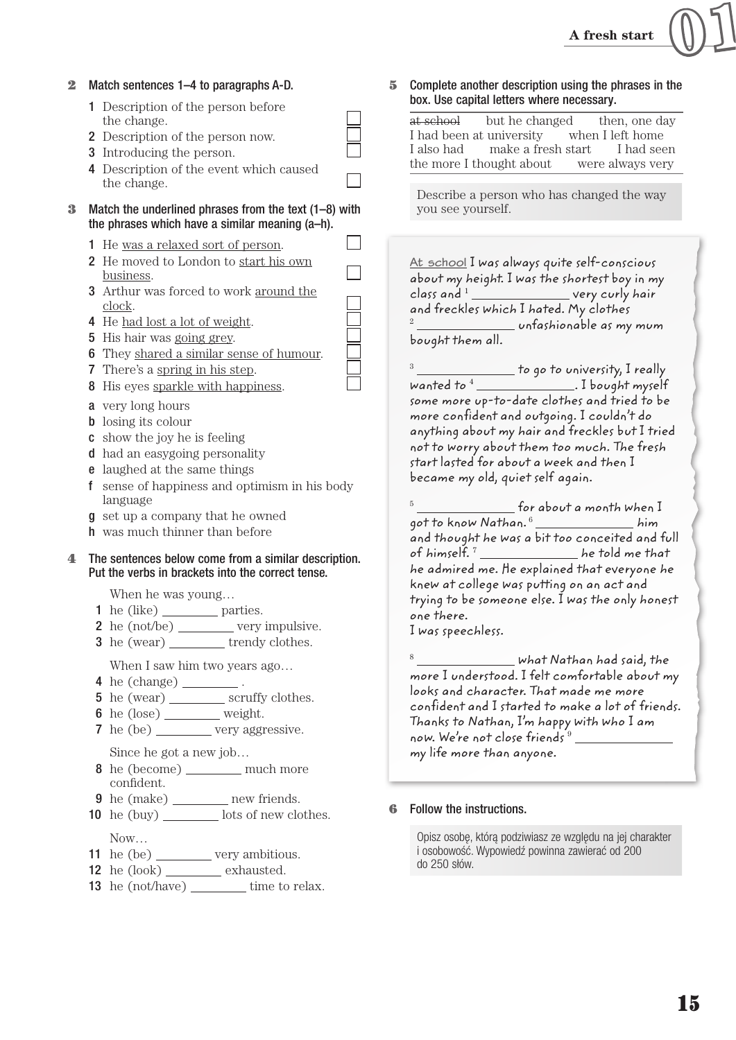**2** Match sentences 1–4 to paragraphs A-D.

1 Description of the person before the change. ☐
2 Description of the person now. ☐
3 Introducing the person. ☐
4 Description of the event which caused the change. ☐

**3** Match the underlined phrases from the text (1–8) with the phrases which have a similar meaning (a–h).

1 He was a relaxed sort of person. ☐
2 He moved to London to start his own business. ☐
3 Arthur was forced to work around the clock. ☐
4 He had lost a lot of weight. ☐
5 His hair was going grey. ☐
6 They shared a similar sense of humour. ☐
7 There's a spring in his step. ☐
8 His eyes sparkle with happiness. ☐

a very long hours
b losing its colour
c show the joy he is feeling
d had an easygoing personality
e laughed at the same things
f sense of happiness and optimism in his body language
g set up a company that he owned
h was much thinner than before

**4** The sentences below come from a similar description. Put the verbs in brackets into the correct tense.

When he was young…
1 he (like) ________ parties.
2 he (not/be) ________ very impulsive.
3 he (wear) ________ trendy clothes.

When I saw him two years ago…
4 he (change) ________ .
5 he (wear) ________ scruffy clothes.
6 he (lose) ________ weight.
7 he (be) ________ very aggressive.

Since he got a new job…
8 he (become) ________ much more confident.
9 he (make) ________ new friends.
10 he (buy) ________ lots of new clothes.

Now…
11 he (be) ________ very ambitious.
12 he (look) ________ exhausted.
13 he (not/have) ________ time to relax.

**5** Complete another description using the phrases in the box. Use capital letters where necessary.

~~at school~~ | but he changed | then, one day | I had been at university | when I left home | I also had | make a fresh start | I had seen | the more I thought about | were always very

Describe a person who has changed the way you see yourself.

At school I was always quite self-conscious about my height. I was the shortest boy in my class and [1] ______________ very curly hair and freckles which I hated. My clothes [2] ______________ unfashionable as my mum bought them all.

[3] ______________ to go to university, I really wanted to [4] ______________. I bought myself some more up-to-date clothes and tried to be more confident and outgoing. I couldn't do anything about my hair and freckles but I tried not to worry about them too much. The fresh start lasted for about a week and then I became my old, quiet self again.

[5] ______________ for about a month when I got to know Nathan. [6] ______________ him and thought he was a bit too conceited and full of himself. [7] ______________ he told me that he admired me. He explained that everyone he knew at college was putting on an act and trying to be someone else. I was the only honest one there.
I was speechless.

[8] ______________ what Nathan had said, the more I understood. I felt comfortable about my looks and character. That made me more confident and I started to make a lot of friends. Thanks to Nathan, I'm happy with who I am now. We're not close friends [9] ______________ my life more than anyone.

**6** Follow the instructions.

Opisz osobę, którą podziwiasz ze względu na jej charakter i osobowość. Wypowiedź powinna zawierać od 200 do 250 słów.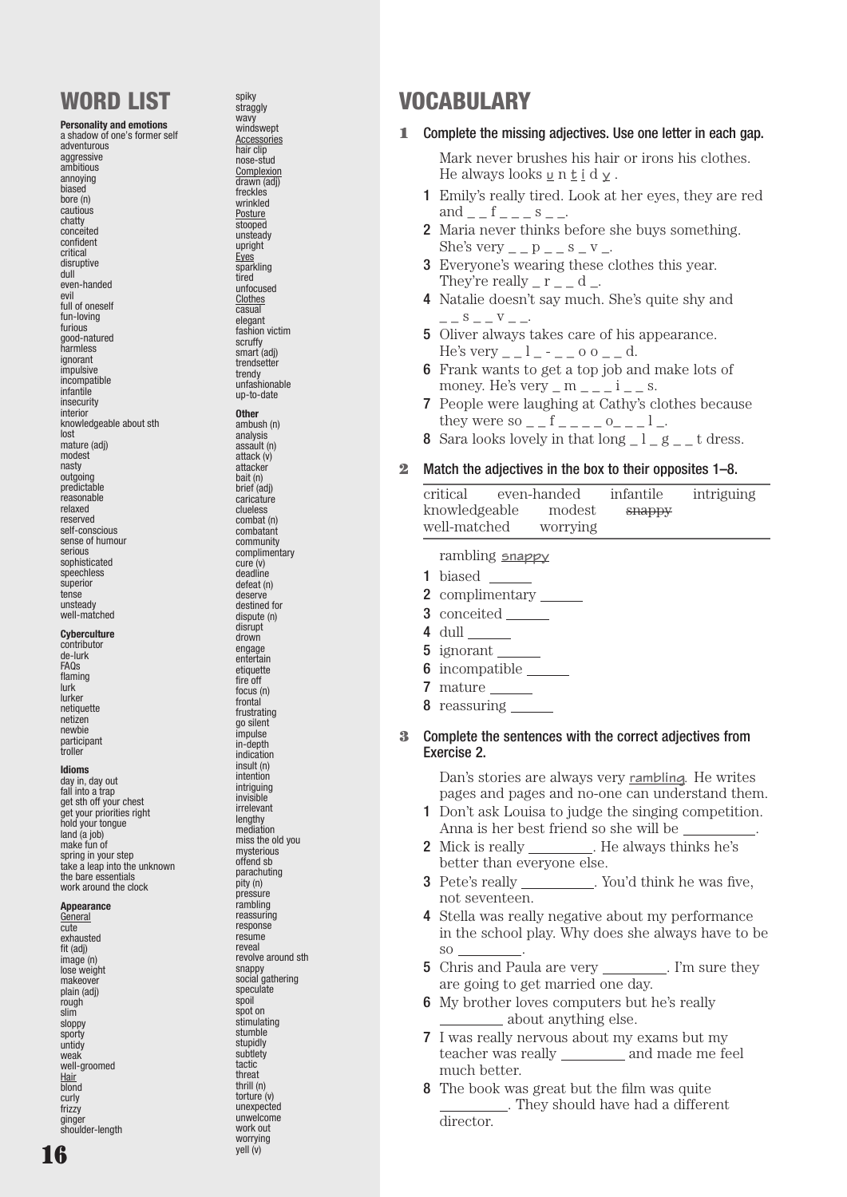# WORD LIST

**Personality and emotions**
a shadow of one's former self
adventurous
aggressive
ambitious
annoying
biased
bore (n)
cautious
chatty
conceited
confident
critical
disruptive
dull
even-handed
evil
full of oneself
fun-loving
furious
good-natured
harmless
ignorant
impulsive
incompatible
infantile
insecurity
interior
knowledgeable about sth
lost
mature (adj)
modest
nasty
outgoing
predictable
reasonable
relaxed
reserved
self-conscious
sense of humour
serious
sophisticated
speechless
superior
tense
unsteady
well-matched

**Cyberculture**
contributor
de-lurk
FAQs
flaming
lurk
lurker
netiquette
netizen
newbie
participant
troller

**Idioms**
day in, day out
fall into a trap
get sth off your chest
get your priorities right
hold your tongue
land (a job)
make fun of
spring in your step
take a leap into the unknown
the bare essentials
work around the clock

**Appearance**
General
cute
exhausted
fit (adj)
image (n)
lose weight
makeover
plain (adj)
rough
slim
sloppy
sporty
untidy
weak
well-groomed
Hair
blond
curly
frizzy
ginger
shoulder-length
spiky
straggly
wavy
windswept
Accessories
hair clip
nose-stud
Complexion
drawn (adj)
freckles
wrinkled
Posture
stooped
unsteady
upright
Eyes
sparkling
tired
unfocused
Clothes
casual
elegant
fashion victim
scruffy
smart (adj)
trendsetter
trendy
unfashionable
up-to-date

**Other**
ambush (n)
analysis
assault (n)
attack (v)
attacker
bait (n)
brief (adj)
caricature
clueless
combat (n)
combatant
community
complimentary
cure (v)
deadline
defeat (n)
deserve
destined for
dispute (n)
disrupt
drown
engage
entertain
etiquette
fire off
focus (n)
frontal
frustrating
go silent
impulse
in-depth
indication
insult (n)
intention
intriguing
invisible
irrelevant
lengthy
mediation
miss the old you
mysterious
offend sb
parachuting
pity (n)
pressure
rambling
reassuring
response
resume
reveal
revolve around sth
snappy
social gathering
speculate
spoil
spot on
stimulating
stumble
stupidly
subtlety
tactic
threat
thrill (n)
torture (v)
unexpected
unwelcome
work out
worrying
yell (v)

# VOCABULARY

**1 Complete the missing adjectives. Use one letter in each gap.**

Mark never brushes his hair or irons his clothes. He always looks u n t i d y .

1 Emily's really tired. Look at her eyes, they are red and _ _ f _ _ _ s _ _.
2 Maria never thinks before she buys something. She's very _ _ p _ _ s _ v _.
3 Everyone's wearing these clothes this year. They're really _ r _ _ d _.
4 Natalie doesn't say much. She's quite shy and _ _ s _ _ v _ _.
5 Oliver always takes care of his appearance. He's very _ _ l _ - _ _ o o _ _ d.
6 Frank wants to get a top job and make lots of money. He's very _ m _ _ _ i _ _ s.
7 People were laughing at Cathy's clothes because they were so _ _ f _ _ _ _ o_ _ _ l _.
8 Sara looks lovely in that long _ l _ g _ _ t dress.

**2 Match the adjectives in the box to their opposites 1–8.**

critical even-handed infantile intriguing knowledgeable modest ~~snappy~~ well-matched worrying

rambling snappy

1 biased ______
2 complimentary ______
3 conceited ______
4 dull ______
5 ignorant ______
6 incompatible ______
7 mature ______
8 reassuring ______

**3 Complete the sentences with the correct adjectives from Exercise 2.**

Dan's stories are always very rambling. He writes pages and pages and no-one can understand them.

1 Don't ask Louisa to judge the singing competition. Anna is her best friend so she will be ______.
2 Mick is really ______. He always thinks he's better than everyone else.
3 Pete's really ______. You'd think he was five, not seventeen.
4 Stella was really negative about my performance in the school play. Why does she always have to be so ______.
5 Chris and Paula are very ______. I'm sure they are going to get married one day.
6 My brother loves computers but he's really ______ about anything else.
7 I was really nervous about my exams but my teacher was really ______ and made me feel much better.
8 The book was great but the film was quite ______. They should have had a different director.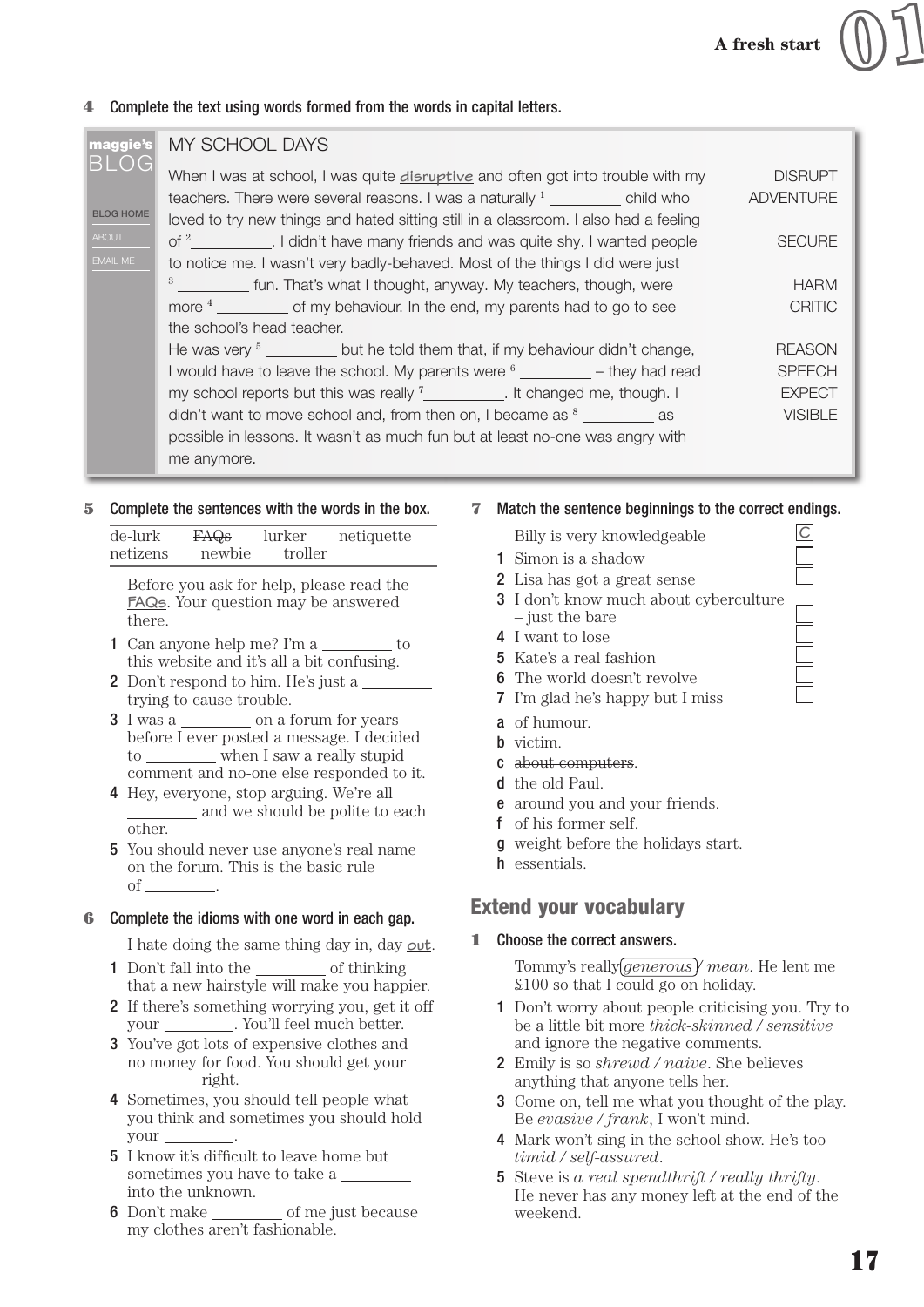## 4 Complete the text using words formed from the words in capital letters.

**maggie's BLOG**

BLOG HOME
ABOUT
EMAIL ME

### MY SCHOOL DAYS

When I was at school, I was quite disruptive and often got into trouble with my teachers. There were several reasons. I was a naturally [1] _________ child who loved to try new things and hated sitting still in a classroom. I also had a feeling of [2] _________. I didn't have many friends and was quite shy. I wanted people to notice me. I wasn't very badly-behaved. Most of the things I did were just [3] _________ fun. That's what I thought, anyway. My teachers, though, were more [4] _________ of my behaviour. In the end, my parents had to go to see the school's head teacher.

He was very [5] _________ but he told them that, if my behaviour didn't change, I would have to leave the school. My parents were [6] _________ – they had read my school reports but this was really [7] _________. It changed me, though. I didn't want to move school and, from then on, I became as [8] _________ as possible in lessons. It wasn't as much fun but at least no-one was angry with me anymore.

DISRUPT
ADVENTURE
SECURE
HARM
CRITIC
REASON
SPEECH
EXPECT
VISIBLE

## 5 Complete the sentences with the words in the box.

de-lurk ~~FAQs~~ lurker netiquette netizens newbie troller

Before you ask for help, please read the FAQs. Your question may be answered there.

1 Can anyone help me? I'm a _________ to this website and it's all a bit confusing.
2 Don't respond to him. He's just a _________ trying to cause trouble.
3 I was a _________ on a forum for years before I ever posted a message. I decided to _________ when I saw a really stupid comment and no-one else responded to it.
4 Hey, everyone, stop arguing. We're all _________ and we should be polite to each other.
5 You should never use anyone's real name on the forum. This is the basic rule of _________.

## 6 Complete the idioms with one word in each gap.

I hate doing the same thing day in, day out.

1 Don't fall into the _________ of thinking that a new hairstyle will make you happier.
2 If there's something worrying you, get it off your _________. You'll feel much better.
3 You've got lots of expensive clothes and no money for food. You should get your _________ right.
4 Sometimes, you should tell people what you think and sometimes you should hold your _________.
5 I know it's difficult to leave home but sometimes you have to take a _________ into the unknown.
6 Don't make _________ of me just because my clothes aren't fashionable.

## 7 Match the sentence beginnings to the correct endings.

Billy is very knowledgeable [c]

1 Simon is a shadow [ ]
2 Lisa has got a great sense [ ]
3 I don't know much about cyberculture – just the bare [ ]
4 I want to lose [ ]
5 Kate's a real fashion [ ]
6 The world doesn't revolve [ ]
7 I'm glad he's happy but I miss [ ]

a of humour.
b victim.
c ~~about computers~~.
d the old Paul.
e around you and your friends.
f of his former self.
g weight before the holidays start.
h essentials.

## Extend your vocabulary

## 1 Choose the correct answers.

Tommy's really (generous) / *mean*. He lent me £100 so that I could go on holiday.

1 Don't worry about people criticising you. Try to be a little bit more *thick-skinned / sensitive* and ignore the negative comments.
2 Emily is so *shrewd / naive*. She believes anything that anyone tells her.
3 Come on, tell me what you thought of the play. Be *evasive / frank*, I won't mind.
4 Mark won't sing in the school show. He's too *timid / self-assured*.
5 Steve is *a real spendthrift / really thrifty*. He never has any money left at the end of the weekend.